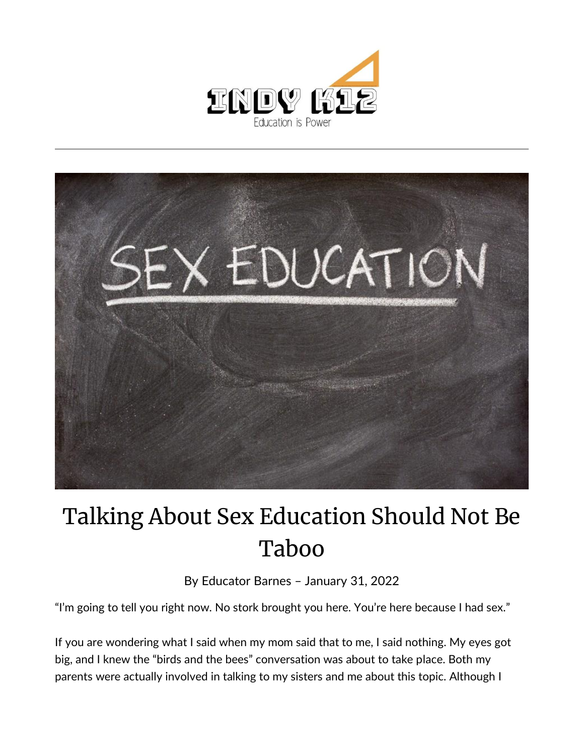# Talking About Sex Education Should Not Be Taboo

By Educator Barnes – January 31, 2022

"I'm going to tell you right now. No stork brought you here. You're here because I had sex."

If you are wondering what I said when my mom said that to me, I said nothing. My eyes got big, and I knew the "birds and the bees" conversation was about to take place. Both my parents were actually involved in talking to my sisters and me about this topic. Although I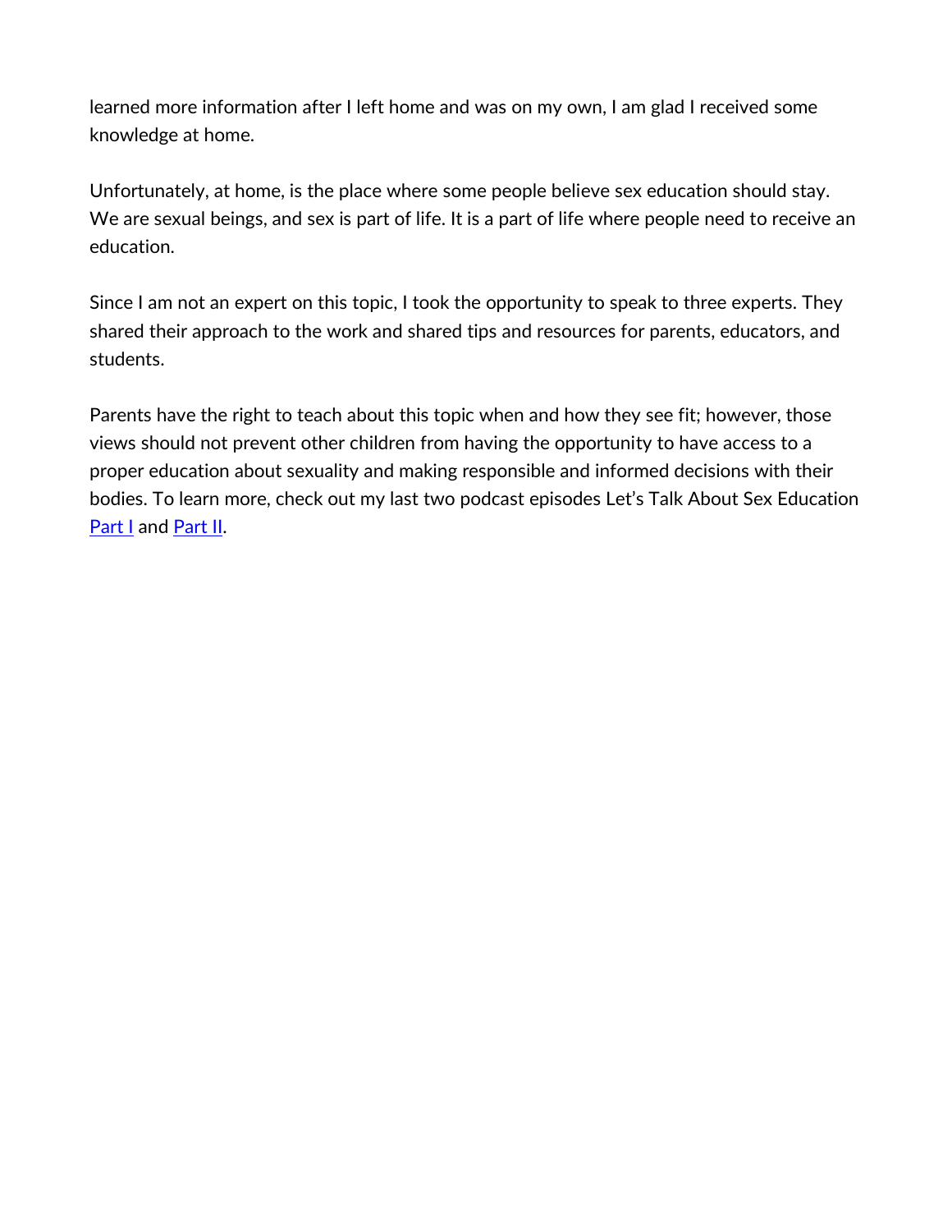learned more information after I left home and was on my own, I am glad I received some knowledge at home.

Unfortunately, at home, is the place where some people believe sex education should stay. We are sexual beings, and sex is part of life. It is a part of life where people need to receive an education.

Since I am not an expert on this topic, I took the opportunity to speak to three experts. They shared their approach to the work and shared tips and resources for parents, educators, and students.

Parents have the right to teach about this topic when and how they see fit; however, those views should not prevent other children from having the opportunity to have access to a proper education about sexuality and making responsible and informed decisions with their bodies. To learn more, check out my last two podcast episodes Let's Talk About Sex Education Part I and Part II.